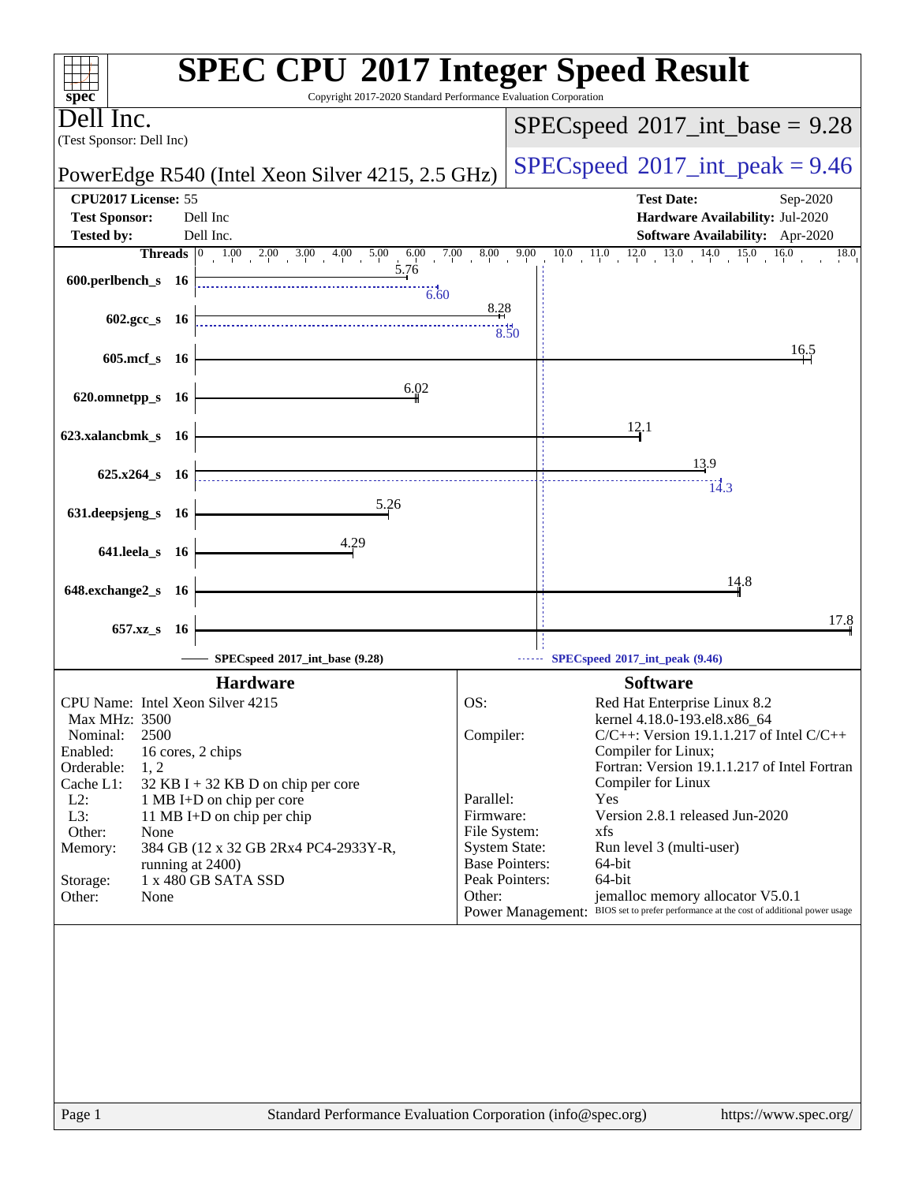# SPEC CPU 2017 Integer Speed Result

Copyright 2017-2020 Standard Performance Evaluation Corporation

**Dell Inc.**
(Test Sponsor: Dell Inc)

**PowerEdge R540 (Intel Xeon Silver 4215, 2.5 GHz)**

**SPECspeed 2017_int_base = 9.28**

**SPECspeed 2017_int_peak = 9.46**

| | | | |
|---|---|---|---|
| **CPU2017 License:** | 55 | **Test Date:** | Sep-2020 |
| **Test Sponsor:** | Dell Inc | **Hardware Availability:** | Jul-2020 |
| **Tested by:** | Dell Inc. | **Software Availability:** | Apr-2020 |

| Benchmark | Threads | Base | Peak |
|---|---|---|---|
| 600.perlbench_s | 16 | 5.76 | 6.60 |
| 602.gcc_s | 16 | 8.28 | 8.50 |
| 605.mcf_s | 16 | 16.5 | |
| 620.omnetpp_s | 16 | 6.02 | |
| 623.xalancbmk_s | 16 | 12.1 | |
| 625.x264_s | 16 | 13.9 | 14.3 |
| 631.deepsjeng_s | 16 | 5.26 | |
| 641.leela_s | 16 | 4.29 | |
| 648.exchange2_s | 16 | 14.8 | |
| 657.xz_s | 16 | 17.8 | |

SPECspeed 2017_int_base (9.28)
SPECspeed 2017_int_peak (9.46)

## Hardware

| | |
|---|---|
| CPU Name: | Intel Xeon Silver 4215 |
| Max MHz: | 3500 |
| Nominal: | 2500 |
| Enabled: | 16 cores, 2 chips |
| Orderable: | 1, 2 |
| Cache L1: | 32 KB I + 32 KB D on chip per core |
| L2: | 1 MB I+D on chip per core |
| L3: | 11 MB I+D on chip per chip |
| Other: | None |
| Memory: | 384 GB (12 x 32 GB 2Rx4 PC4-2933Y-R, running at 2400) |
| Storage: | 1 x 480 GB SATA SSD |
| Other: | None |

## Software

| | |
|---|---|
| OS: | Red Hat Enterprise Linux 8.2 kernel 4.18.0-193.el8.x86_64 |
| Compiler: | C/C++: Version 19.1.1.217 of Intel C/C++ Compiler for Linux; Fortran: Version 19.1.1.217 of Intel Fortran Compiler for Linux |
| Parallel: | Yes |
| Firmware: | Version 2.8.1 released Jun-2020 |
| File System: | xfs |
| System State: | Run level 3 (multi-user) |
| Base Pointers: | 64-bit |
| Peak Pointers: | 64-bit |
| Other: | jemalloc memory allocator V5.0.1 |
| Power Management: | BIOS set to prefer performance at the cost of additional power usage |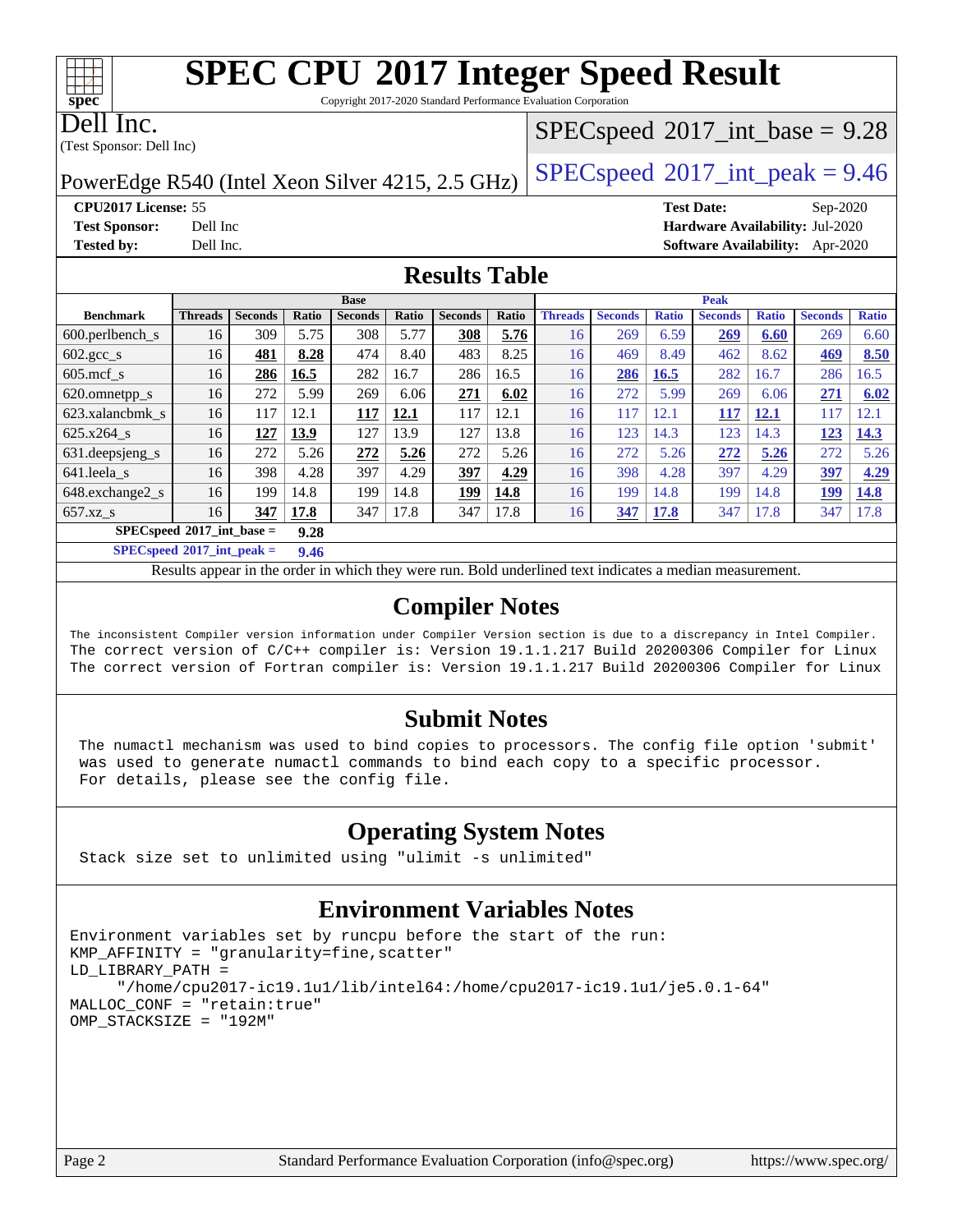# SPEC CPU 2017 Integer Speed Result

Copyright 2017-2020 Standard Performance Evaluation Corporation

**Dell Inc.**
(Test Sponsor: Dell Inc)

PowerEdge R540 (Intel Xeon Silver 4215, 2.5 GHz)

SPECspeed 2017_int_base = 9.28

SPECspeed 2017_int_peak = 9.46

**CPU2017 License:** 55
**Test Sponsor:** Dell Inc
**Tested by:** Dell Inc.

**Test Date:** Sep-2020
**Hardware Availability:** Jul-2020
**Software Availability:** Apr-2020

## Results Table

| Benchmark | Base | | | | | | | Peak | | | | | | |
|---|---|---|---|---|---|---|---|---|---|---|---|---|---|---|
| | Threads | Seconds | Ratio | Seconds | Ratio | Seconds | Ratio | Threads | Seconds | Ratio | Seconds | Ratio | Seconds | Ratio |
| 600.perlbench_s | 16 | 309 | 5.75 | 308 | 5.77 | **308** | **5.76** | 16 | 269 | 6.59 | **269** | **6.60** | 269 | 6.60 |
| 602.gcc_s | 16 | **481** | **8.28** | 474 | 8.40 | 483 | 8.25 | 16 | 469 | 8.49 | 462 | 8.62 | **469** | **8.50** |
| 605.mcf_s | 16 | **286** | **16.5** | 282 | 16.7 | 286 | 16.5 | 16 | **286** | **16.5** | 282 | 16.7 | 286 | 16.5 |
| 620.omnetpp_s | 16 | 272 | 5.99 | 269 | 6.06 | **271** | **6.02** | 16 | 272 | 5.99 | 269 | 6.06 | **271** | **6.02** |
| 623.xalancbmk_s | 16 | 117 | 12.1 | **117** | **12.1** | 117 | 12.1 | 16 | 117 | 12.1 | **117** | **12.1** | 117 | 12.1 |
| 625.x264_s | 16 | **127** | **13.9** | 127 | 13.9 | 127 | 13.8 | 16 | 123 | 14.3 | 123 | 14.3 | **123** | **14.3** |
| 631.deepsjeng_s | 16 | 272 | 5.26 | **272** | **5.26** | 272 | 5.26 | 16 | 272 | 5.26 | **272** | **5.26** | 272 | 5.26 |
| 641.leela_s | 16 | 398 | 4.28 | 397 | 4.29 | **397** | **4.29** | 16 | 398 | 4.28 | 397 | 4.29 | **397** | **4.29** |
| 648.exchange2_s | 16 | 199 | 14.8 | 199 | 14.8 | **199** | **14.8** | 16 | 199 | 14.8 | 199 | 14.8 | **199** | **14.8** |
| 657.xz_s | 16 | **347** | **17.8** | 347 | 17.8 | 347 | 17.8 | 16 | **347** | **17.8** | 347 | 17.8 | 347 | 17.8 |

**SPECspeed 2017_int_base = 9.28**

**SPECspeed 2017_int_peak = 9.46**

Results appear in the order in which they were run. Bold underlined text indicates a median measurement.

## Compiler Notes

```
The inconsistent Compiler version information under Compiler Version section is due to a discrepancy in Intel Compiler.
The correct version of C/C++ compiler is: Version 19.1.1.217 Build 20200306 Compiler for Linux
The correct version of Fortran compiler is: Version 19.1.1.217 Build 20200306 Compiler for Linux
```

## Submit Notes

```
The numactl mechanism was used to bind copies to processors. The config file option 'submit'
was used to generate numactl commands to bind each copy to a specific processor.
For details, please see the config file.
```

## Operating System Notes

```
Stack size set to unlimited using "ulimit -s unlimited"
```

## Environment Variables Notes

```
Environment variables set by runcpu before the start of the run:
KMP_AFFINITY = "granularity=fine,scatter"
LD_LIBRARY_PATH =
     "/home/cpu2017-ic19.1u1/lib/intel64:/home/cpu2017-ic19.1u1/je5.0.1-64"
MALLOC_CONF = "retain:true"
OMP_STACKSIZE = "192M"
```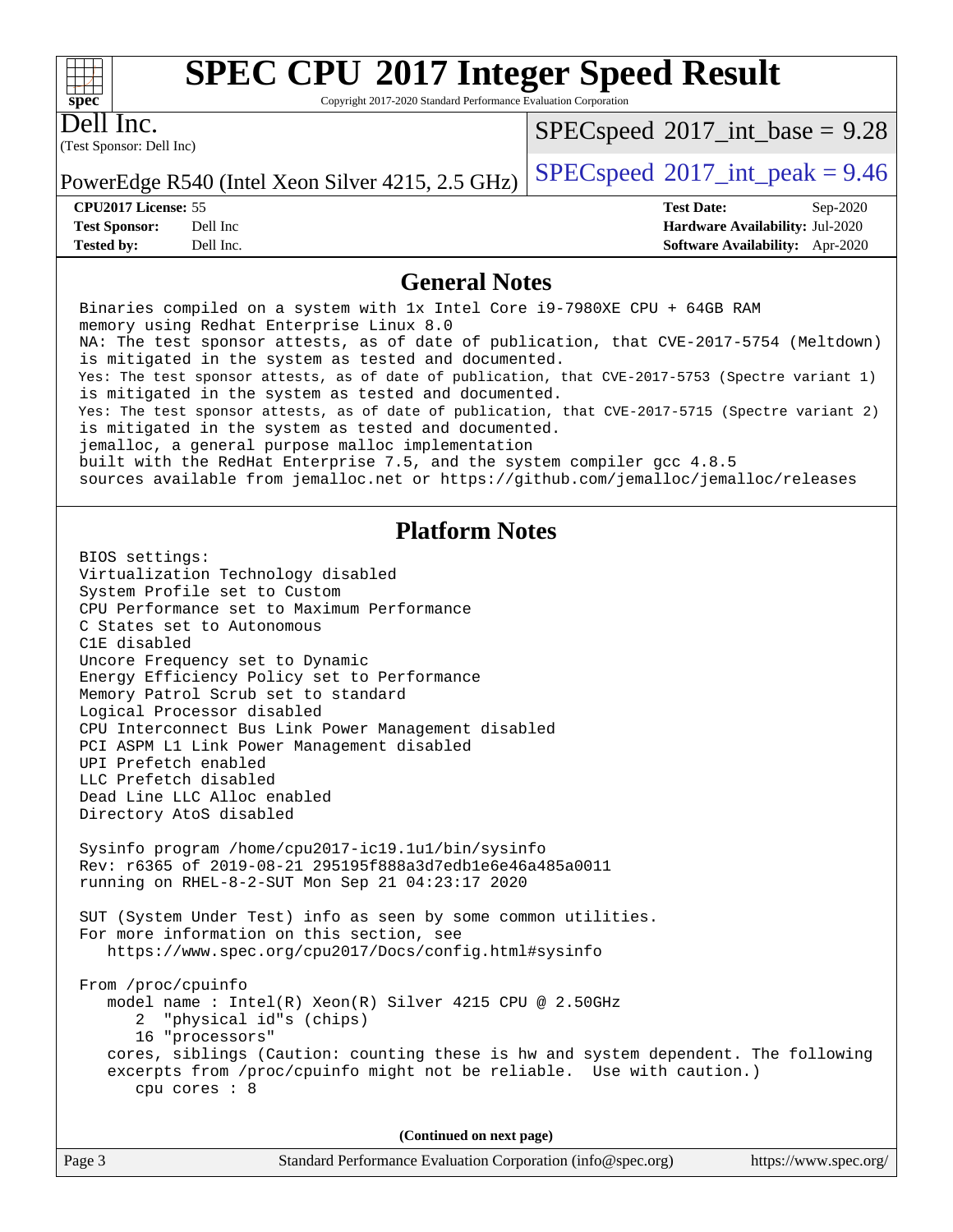# SPEC CPU 2017 Integer Speed Result

Copyright 2017-2020 Standard Performance Evaluation Corporation

**Dell Inc.**
(Test Sponsor: Dell Inc)

PowerEdge R540 (Intel Xeon Silver 4215, 2.5 GHz)

SPECspeed 2017_int_base = 9.28

SPECspeed 2017_int_peak = 9.46

| | | | |
|---|---|---|---|
| **CPU2017 License:** | 55 | **Test Date:** | Sep-2020 |
| **Test Sponsor:** | Dell Inc | **Hardware Availability:** | Jul-2020 |
| **Tested by:** | Dell Inc. | **Software Availability:** | Apr-2020 |

## General Notes

```
Binaries compiled on a system with 1x Intel Core i9-7980XE CPU + 64GB RAM
memory using Redhat Enterprise Linux 8.0
NA: The test sponsor attests, as of date of publication, that CVE-2017-5754 (Meltdown)
is mitigated in the system as tested and documented.
Yes: The test sponsor attests, as of date of publication, that CVE-2017-5753 (Spectre variant 1)
is mitigated in the system as tested and documented.
Yes: The test sponsor attests, as of date of publication, that CVE-2017-5715 (Spectre variant 2)
is mitigated in the system as tested and documented.
jemalloc, a general purpose malloc implementation
built with the RedHat Enterprise 7.5, and the system compiler gcc 4.8.5
sources available from jemalloc.net or https://github.com/jemalloc/jemalloc/releases
```

## Platform Notes

```
BIOS settings:
Virtualization Technology disabled
System Profile set to Custom
CPU Performance set to Maximum Performance
C States set to Autonomous
C1E disabled
Uncore Frequency set to Dynamic
Energy Efficiency Policy set to Performance
Memory Patrol Scrub set to standard
Logical Processor disabled
CPU Interconnect Bus Link Power Management disabled
PCI ASPM L1 Link Power Management disabled
UPI Prefetch enabled
LLC Prefetch disabled
Dead Line LLC Alloc enabled
Directory AtoS disabled

Sysinfo program /home/cpu2017-ic19.1u1/bin/sysinfo
Rev: r6365 of 2019-08-21 295195f888a3d7edb1e6e46a485a0011
running on RHEL-8-2-SUT Mon Sep 21 04:23:17 2020

SUT (System Under Test) info as seen by some common utilities.
For more information on this section, see
   https://www.spec.org/cpu2017/Docs/config.html#sysinfo

From /proc/cpuinfo
   model name : Intel(R) Xeon(R) Silver 4215 CPU @ 2.50GHz
      2  "physical id"s (chips)
      16 "processors"
   cores, siblings (Caution: counting these is hw and system dependent. The following
   excerpts from /proc/cpuinfo might not be reliable.  Use with caution.)
      cpu cores : 8
```

**(Continued on next page)**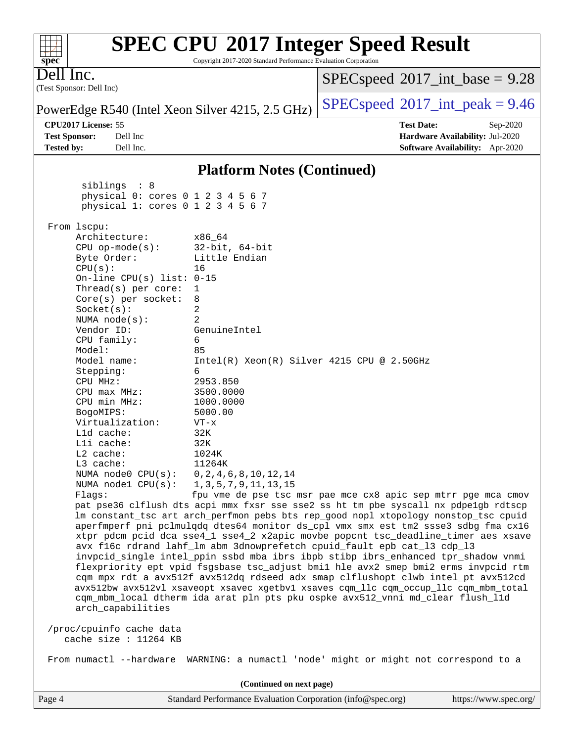## Platform Notes (Continued)

```
      siblings  : 8
      physical 0: cores 0 1 2 3 4 5 6 7
      physical 1: cores 0 1 2 3 4 5 6 7

 From lscpu:
      Architecture:        x86_64
      CPU op-mode(s):      32-bit, 64-bit
      Byte Order:          Little Endian
      CPU(s):              16
      On-line CPU(s) list: 0-15
      Thread(s) per core:  1
      Core(s) per socket:  8
      Socket(s):           2
      NUMA node(s):        2
      Vendor ID:           GenuineIntel
      CPU family:          6
      Model:               85
      Model name:          Intel(R) Xeon(R) Silver 4215 CPU @ 2.50GHz
      Stepping:            6
      CPU MHz:             2953.850
      CPU max MHz:         3500.0000
      CPU min MHz:         1000.0000
      BogoMIPS:            5000.00
      Virtualization:      VT-x
      L1d cache:           32K
      L1i cache:           32K
      L2 cache:            1024K
      L3 cache:            11264K
      NUMA node0 CPU(s):   0,2,4,6,8,10,12,14
      NUMA node1 CPU(s):   1,3,5,7,9,11,13,15
      Flags:               fpu vme de pse tsc msr pae mce cx8 apic sep mtrr pge mca cmov
      pat pse36 clflush dts acpi mmx fxsr sse sse2 ss ht tm pbe syscall nx pdpe1gb rdtscp
      lm constant_tsc art arch_perfmon pebs bts rep_good nopl xtopology nonstop_tsc cpuid
      aperfmperf pni pclmulqdq dtes64 monitor ds_cpl vmx smx est tm2 ssse3 sdbg fma cx16
      xtpr pdcm pcid dca sse4_1 sse4_2 x2apic movbe popcnt tsc_deadline_timer aes xsave
      avx f16c rdrand lahf_lm abm 3dnowprefetch cpuid_fault epb cat_l3 cdp_l3
      invpcid_single intel_ppin ssbd mba ibrs ibpb stibp ibrs_enhanced tpr_shadow vnmi
      flexpriority ept vpid fsgsbase tsc_adjust bmi1 hle avx2 smep bmi2 erms invpcid rtm
      cqm mpx rdt_a avx512f avx512dq rdseed adx smap clflushopt clwb intel_pt avx512cd
      avx512bw avx512vl xsaveopt xsavec xgetbv1 xsaves cqm_llc cqm_occup_llc cqm_mbm_total
      cqm_mbm_local dtherm ida arat pln pts pku ospke avx512_vnni md_clear flush_l1d
      arch_capabilities

 /proc/cpuinfo cache data
    cache size : 11264 KB

 From numactl --hardware  WARNING: a numactl 'node' might or might not correspond to a
```

(Continued on next page)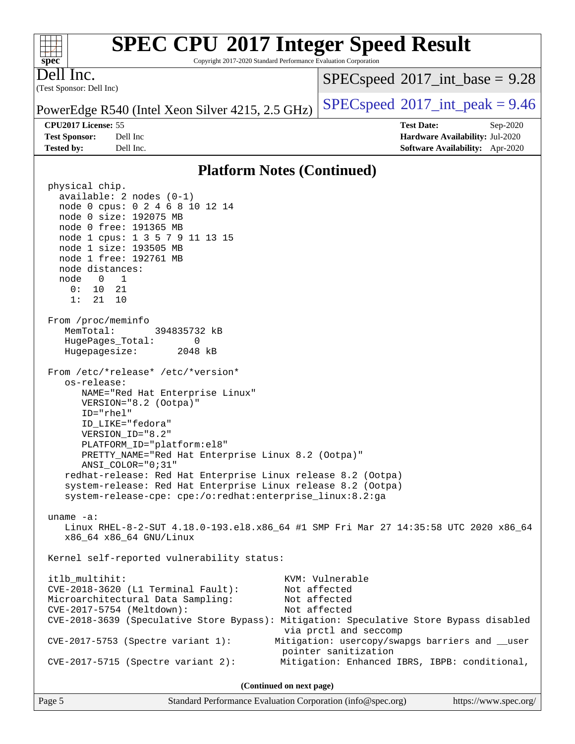## Platform Notes (Continued)

```
physical chip.
  available: 2 nodes (0-1)
  node 0 cpus: 0 2 4 6 8 10 12 14
  node 0 size: 192075 MB
  node 0 free: 191365 MB
  node 1 cpus: 1 3 5 7 9 11 13 15
  node 1 size: 193505 MB
  node 1 free: 192761 MB
  node distances:
  node   0   1
    0:  10  21
    1:  21  10

From /proc/meminfo
   MemTotal:       394835732 kB
   HugePages_Total:       0
   Hugepagesize:       2048 kB

From /etc/*release* /etc/*version*
   os-release:
      NAME="Red Hat Enterprise Linux"
      VERSION="8.2 (Ootpa)"
      ID="rhel"
      ID_LIKE="fedora"
      VERSION_ID="8.2"
      PLATFORM_ID="platform:el8"
      PRETTY_NAME="Red Hat Enterprise Linux 8.2 (Ootpa)"
      ANSI_COLOR="0;31"
   redhat-release: Red Hat Enterprise Linux release 8.2 (Ootpa)
   system-release: Red Hat Enterprise Linux release 8.2 (Ootpa)
   system-release-cpe: cpe:/o:redhat:enterprise_linux:8.2:ga

uname -a:
   Linux RHEL-8-2-SUT 4.18.0-193.el8.x86_64 #1 SMP Fri Mar 27 14:35:58 UTC 2020 x86_64
   x86_64 x86_64 GNU/Linux

Kernel self-reported vulnerability status:

itlb_multihit:                                   KVM: Vulnerable
CVE-2018-3620 (L1 Terminal Fault):               Not affected
Microarchitectural Data Sampling:                Not affected
CVE-2017-5754 (Meltdown):                        Not affected
CVE-2018-3639 (Speculative Store Bypass): Mitigation: Speculative Store Bypass disabled
                                                 via prctl and seccomp
CVE-2017-5753 (Spectre variant 1):              Mitigation: usercopy/swapgs barriers and __user
                                                 pointer sanitization
CVE-2017-5715 (Spectre variant 2):              Mitigation: Enhanced IBRS, IBPB: conditional,
```

**(Continued on next page)**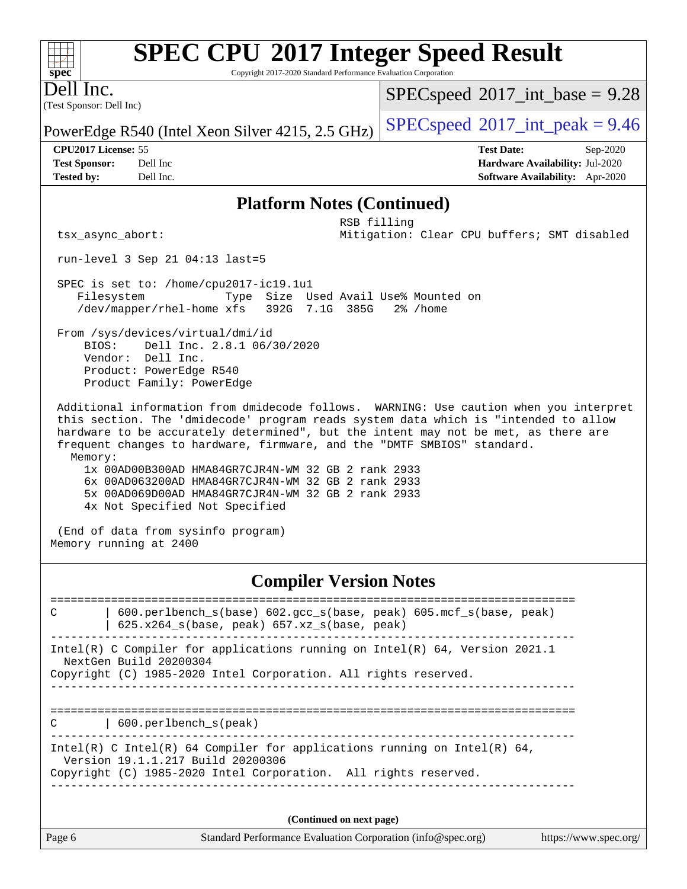## Platform Notes (Continued)

```
                                              RSB filling
 tsx_async_abort:                             Mitigation: Clear CPU buffers; SMT disabled

 run-level 3 Sep 21 04:13 last=5

 SPEC is set to: /home/cpu2017-ic19.1u1
    Filesystem             Type  Size  Used Avail Use% Mounted on
    /dev/mapper/rhel-home xfs   392G  7.1G  385G   2% /home

 From /sys/devices/virtual/dmi/id
     BIOS:    Dell Inc. 2.8.1 06/30/2020
     Vendor:  Dell Inc.
     Product: PowerEdge R540
     Product Family: PowerEdge

 Additional information from dmidecode follows.  WARNING: Use caution when you interpret
 this section. The 'dmidecode' program reads system data which is "intended to allow
 hardware to be accurately determined", but the intent may not be met, as there are
 frequent changes to hardware, firmware, and the "DMTF SMBIOS" standard.
   Memory:
     1x 00AD00B300AD HMA84GR7CJR4N-WM 32 GB 2 rank 2933
     6x 00AD063200AD HMA84GR7CJR4N-WM 32 GB 2 rank 2933
     5x 00AD069D00AD HMA84GR7CJR4N-WM 32 GB 2 rank 2933
     4x Not Specified Not Specified

 (End of data from sysinfo program)
Memory running at 2400
```

## Compiler Version Notes

```
==============================================================================
C       | 600.perlbench_s(base) 602.gcc_s(base, peak) 605.mcf_s(base, peak)
        | 625.x264_s(base, peak) 657.xz_s(base, peak)
------------------------------------------------------------------------------
Intel(R) C Compiler for applications running on Intel(R) 64, Version 2021.1
  NextGen Build 20200304
Copyright (C) 1985-2020 Intel Corporation. All rights reserved.
------------------------------------------------------------------------------

==============================================================================
C       | 600.perlbench_s(peak)
------------------------------------------------------------------------------
Intel(R) C Intel(R) 64 Compiler for applications running on Intel(R) 64,
  Version 19.1.1.217 Build 20200306
Copyright (C) 1985-2020 Intel Corporation.  All rights reserved.
------------------------------------------------------------------------------
```

**(Continued on next page)**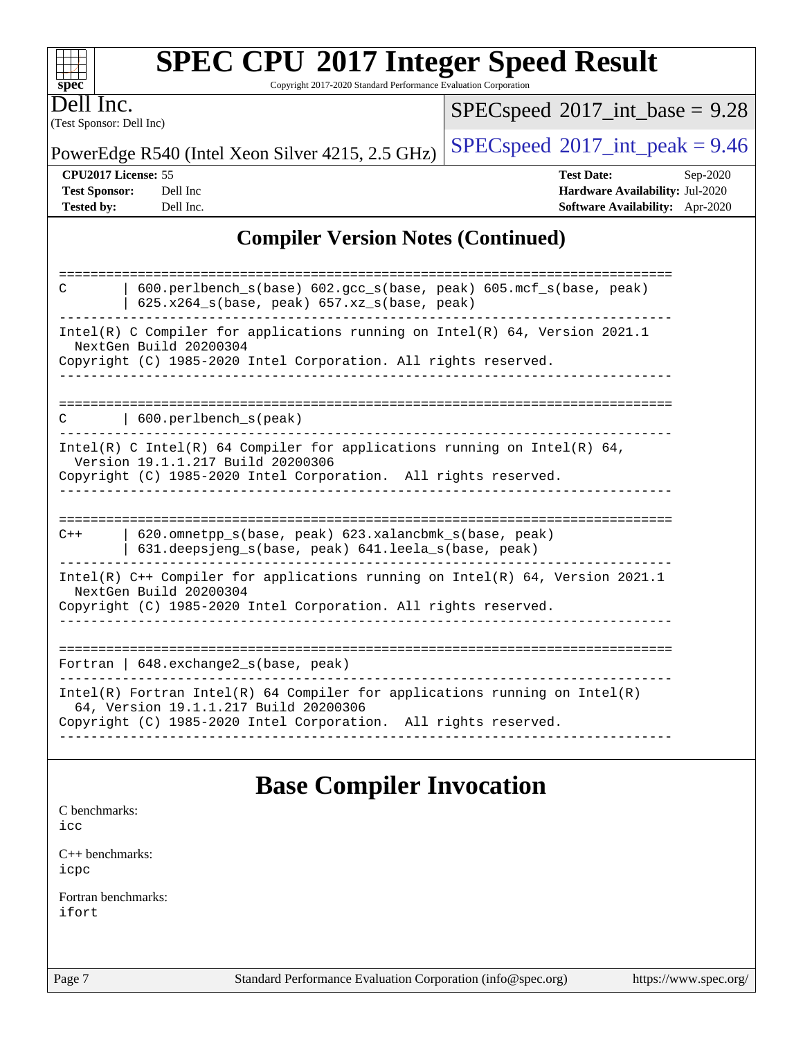## Compiler Version Notes (Continued)

```
==============================================================================
C       | 600.perlbench_s(base) 602.gcc_s(base, peak) 605.mcf_s(base, peak)
        | 625.x264_s(base, peak) 657.xz_s(base, peak)
------------------------------------------------------------------------------
Intel(R) C Compiler for applications running on Intel(R) 64, Version 2021.1
  NextGen Build 20200304
Copyright (C) 1985-2020 Intel Corporation. All rights reserved.
------------------------------------------------------------------------------

==============================================================================
C       | 600.perlbench_s(peak)
------------------------------------------------------------------------------
Intel(R) C Intel(R) 64 Compiler for applications running on Intel(R) 64,
  Version 19.1.1.217 Build 20200306
Copyright (C) 1985-2020 Intel Corporation.  All rights reserved.
------------------------------------------------------------------------------

==============================================================================
C++     | 620.omnetpp_s(base, peak) 623.xalancbmk_s(base, peak)
        | 631.deepsjeng_s(base, peak) 641.leela_s(base, peak)
------------------------------------------------------------------------------
Intel(R) C++ Compiler for applications running on Intel(R) 64, Version 2021.1
  NextGen Build 20200304
Copyright (C) 1985-2020 Intel Corporation. All rights reserved.
------------------------------------------------------------------------------

==============================================================================
Fortran | 648.exchange2_s(base, peak)
------------------------------------------------------------------------------
Intel(R) Fortran Intel(R) 64 Compiler for applications running on Intel(R)
  64, Version 19.1.1.217 Build 20200306
Copyright (C) 1985-2020 Intel Corporation.  All rights reserved.
------------------------------------------------------------------------------
```

## Base Compiler Invocation

C benchmarks:
icc

C++ benchmarks:
icpc

Fortran benchmarks:
ifort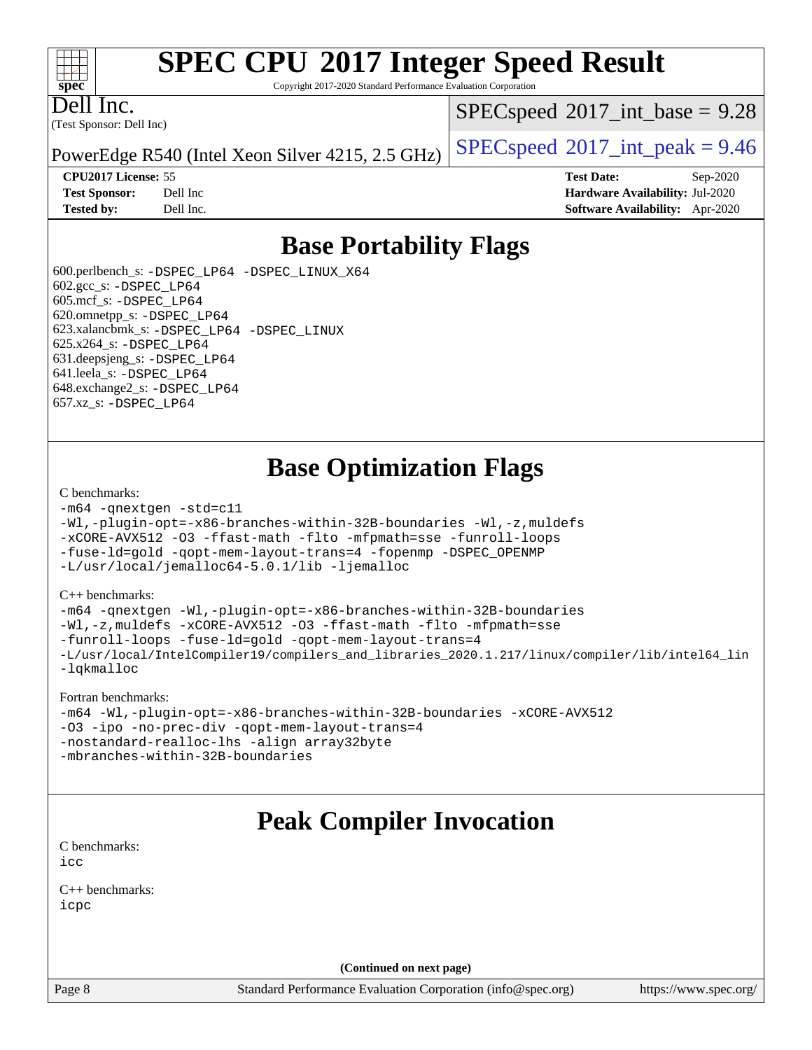# SPEC CPU 2017 Integer Speed Result

Copyright 2017-2020 Standard Performance Evaluation Corporation

Dell Inc.

(Test Sponsor: Dell Inc)

PowerEdge R540 (Intel Xeon Silver 4215, 2.5 GHz)

SPECspeed 2017_int_base = 9.28

SPECspeed 2017_int_peak = 9.46

**CPU2017 License:** 55
**Test Sponsor:** Dell Inc
**Tested by:** Dell Inc.

**Test Date:** Sep-2020
**Hardware Availability:** Jul-2020
**Software Availability:** Apr-2020

## Base Portability Flags

600.perlbench_s: -DSPEC_LP64 -DSPEC_LINUX_X64
602.gcc_s: -DSPEC_LP64
605.mcf_s: -DSPEC_LP64
620.omnetpp_s: -DSPEC_LP64
623.xalancbmk_s: -DSPEC_LP64 -DSPEC_LINUX
625.x264_s: -DSPEC_LP64
631.deepsjeng_s: -DSPEC_LP64
641.leela_s: -DSPEC_LP64
648.exchange2_s: -DSPEC_LP64
657.xz_s: -DSPEC_LP64

## Base Optimization Flags

C benchmarks:

```
-m64 -qnextgen -std=c11
-Wl,-plugin-opt=-x86-branches-within-32B-boundaries -Wl,-z,muldefs
-xCORE-AVX512 -O3 -ffast-math -flto -mfpmath=sse -funroll-loops
-fuse-ld=gold -qopt-mem-layout-trans=4 -fopenmp -DSPEC_OPENMP
-L/usr/local/jemalloc64-5.0.1/lib -ljemalloc
```

C++ benchmarks:

```
-m64 -qnextgen -Wl,-plugin-opt=-x86-branches-within-32B-boundaries
-Wl,-z,muldefs -xCORE-AVX512 -O3 -ffast-math -flto -mfpmath=sse
-funroll-loops -fuse-ld=gold -qopt-mem-layout-trans=4
-L/usr/local/IntelCompiler19/compilers_and_libraries_2020.1.217/linux/compiler/lib/intel64_lin
-lqkmalloc
```

Fortran benchmarks:

```
-m64 -Wl,-plugin-opt=-x86-branches-within-32B-boundaries -xCORE-AVX512
-O3 -ipo -no-prec-div -qopt-mem-layout-trans=4
-nostandard-realloc-lhs -align array32byte
-mbranches-within-32B-boundaries
```

## Peak Compiler Invocation

C benchmarks:

```
icc
```

C++ benchmarks:

```
icpc
```

(Continued on next page)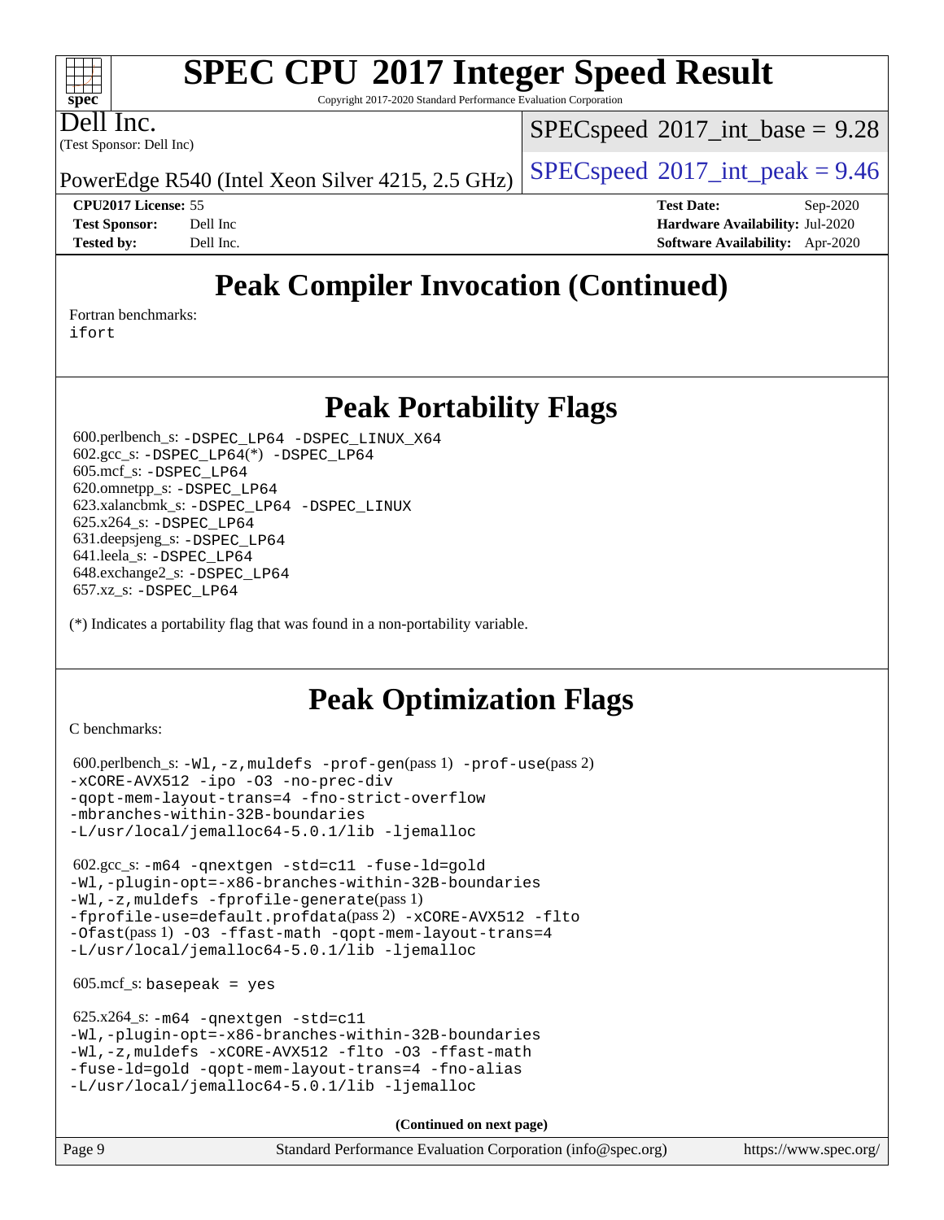# Peak Compiler Invocation (Continued)

Fortran benchmarks:
ifort

# Peak Portability Flags

600.perlbench_s: -DSPEC_LP64 -DSPEC_LINUX_X64
602.gcc_s: -DSPEC_LP64(*) -DSPEC_LP64
605.mcf_s: -DSPEC_LP64
620.omnetpp_s: -DSPEC_LP64
623.xalancbmk_s: -DSPEC_LP64 -DSPEC_LINUX
625.x264_s: -DSPEC_LP64
631.deepsjeng_s: -DSPEC_LP64
641.leela_s: -DSPEC_LP64
648.exchange2_s: -DSPEC_LP64
657.xz_s: -DSPEC_LP64

(*) Indicates a portability flag that was found in a non-portability variable.

# Peak Optimization Flags

C benchmarks:

600.perlbench_s: -Wl,-z,muldefs -prof-gen(pass 1) -prof-use(pass 2)
-xCORE-AVX512 -ipo -O3 -no-prec-div
-qopt-mem-layout-trans=4 -fno-strict-overflow
-mbranches-within-32B-boundaries
-L/usr/local/jemalloc64-5.0.1/lib -ljemalloc

602.gcc_s: -m64 -qnextgen -std=c11 -fuse-ld=gold
-Wl,-plugin-opt=-x86-branches-within-32B-boundaries
-Wl,-z,muldefs -fprofile-generate(pass 1)
-fprofile-use=default.profdata(pass 2) -xCORE-AVX512 -flto
-Ofast(pass 1) -O3 -ffast-math -qopt-mem-layout-trans=4
-L/usr/local/jemalloc64-5.0.1/lib -ljemalloc

605.mcf_s: basepeak = yes

625.x264_s: -m64 -qnextgen -std=c11
-Wl,-plugin-opt=-x86-branches-within-32B-boundaries
-Wl,-z,muldefs -xCORE-AVX512 -flto -O3 -ffast-math
-fuse-ld=gold -qopt-mem-layout-trans=4 -fno-alias
-L/usr/local/jemalloc64-5.0.1/lib -ljemalloc

(Continued on next page)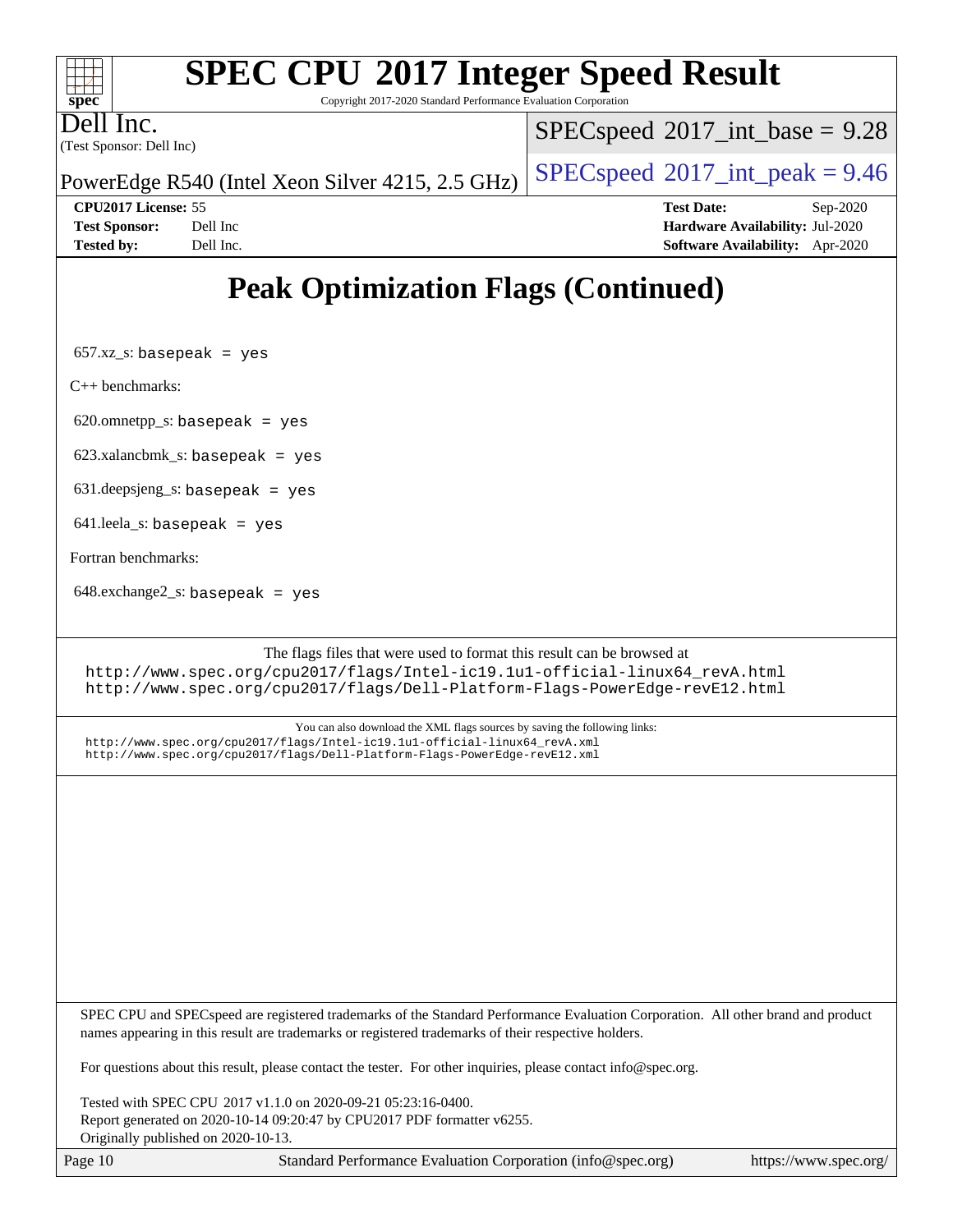# Peak Optimization Flags (Continued)

657.xz_s: basepeak = yes

C++ benchmarks:

620.omnetpp_s: basepeak = yes

623.xalancbmk_s: basepeak = yes

631.deepsjeng_s: basepeak = yes

641.leela_s: basepeak = yes

Fortran benchmarks:

648.exchange2_s: basepeak = yes

The flags files that were used to format this result can be browsed at
http://www.spec.org/cpu2017/flags/Intel-ic19.1u1-official-linux64_revA.html
http://www.spec.org/cpu2017/flags/Dell-Platform-Flags-PowerEdge-revE12.html

You can also download the XML flags sources by saving the following links:
http://www.spec.org/cpu2017/flags/Intel-ic19.1u1-official-linux64_revA.xml
http://www.spec.org/cpu2017/flags/Dell-Platform-Flags-PowerEdge-revE12.xml

SPEC CPU and SPECspeed are registered trademarks of the Standard Performance Evaluation Corporation. All other brand and product names appearing in this result are trademarks or registered trademarks of their respective holders.

For questions about this result, please contact the tester. For other inquiries, please contact info@spec.org.

Tested with SPEC CPU 2017 v1.1.0 on 2020-09-21 05:23:16-0400.
Report generated on 2020-10-14 09:20:47 by CPU2017 PDF formatter v6255.
Originally published on 2020-10-13.